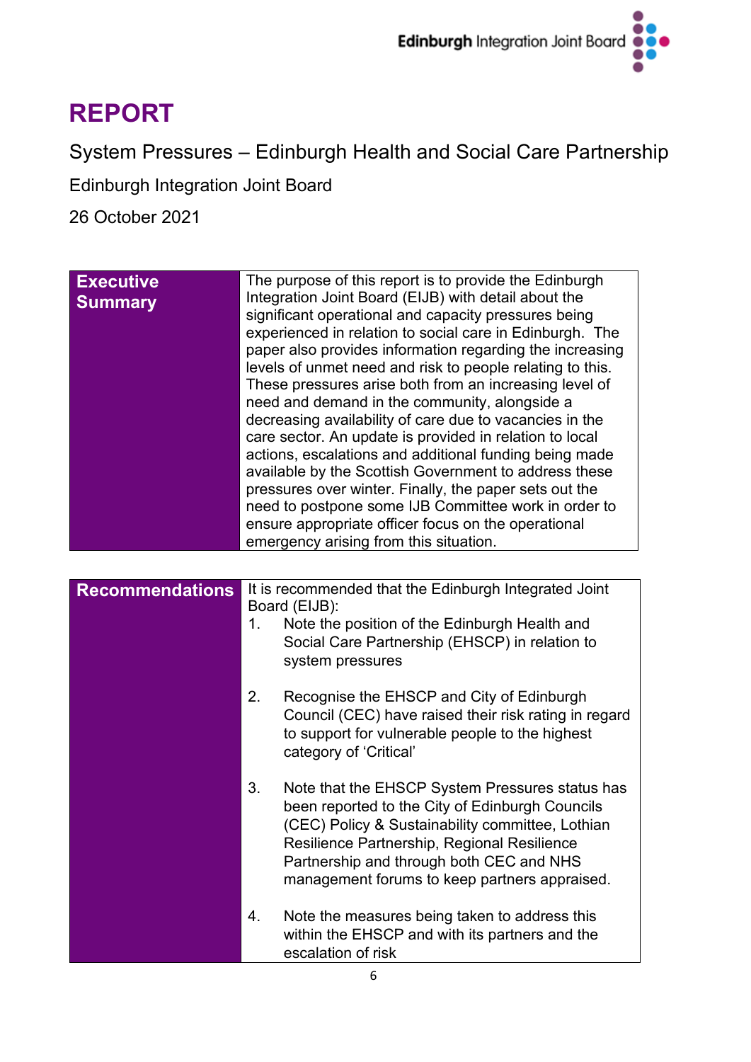# REPORT

System Pressures – Edinburgh Health and Social Care Partnership

Edinburgh Integration Joint Board

26 October 2021

| **Executive Summary** | The purpose of this report is to provide the Edinburgh Integration Joint Board (EIJB) with detail about the significant operational and capacity pressures being experienced in relation to social care in Edinburgh. The paper also provides information regarding the increasing levels of unmet need and risk to people relating to this. These pressures arise both from an increasing level of need and demand in the community, alongside a decreasing availability of care due to vacancies in the care sector. An update is provided in relation to local actions, escalations and additional funding being made available by the Scottish Government to address these pressures over winter. Finally, the paper sets out the need to postpone some IJB Committee work in order to ensure appropriate officer focus on the operational emergency arising from this situation. |
|---|---|

| **Recommendations** | It is recommended that the Edinburgh Integrated Joint Board (EIJB):<br>1. Note the position of the Edinburgh Health and Social Care Partnership (EHSCP) in relation to system pressures<br>2. Recognise the EHSCP and City of Edinburgh Council (CEC) have raised their risk rating in regard to support for vulnerable people to the highest category of 'Critical'<br>3. Note that the EHSCP System Pressures status has been reported to the City of Edinburgh Councils (CEC) Policy & Sustainability committee, Lothian Resilience Partnership, Regional Resilience Partnership and through both CEC and NHS management forums to keep partners appraised.<br>4. Note the measures being taken to address this within the EHSCP and with its partners and the escalation of risk |
|---|---|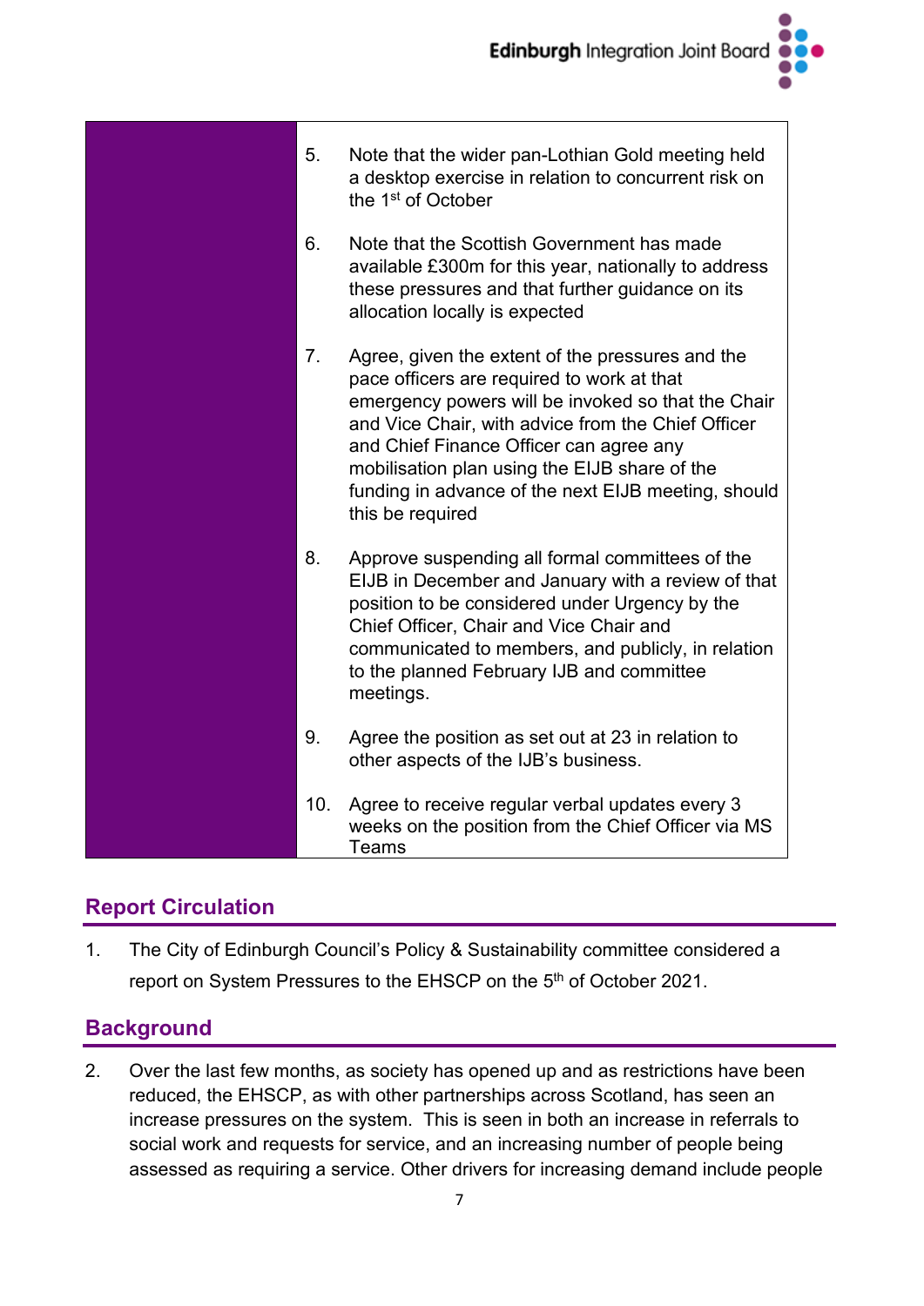| | |
|---|---|
| | 5. Note that the wider pan-Lothian Gold meeting held a desktop exercise in relation to concurrent risk on the 1st of October<br><br>6. Note that the Scottish Government has made available £300m for this year, nationally to address these pressures and that further guidance on its allocation locally is expected<br><br>7. Agree, given the extent of the pressures and the pace officers are required to work at that emergency powers will be invoked so that the Chair and Vice Chair, with advice from the Chief Officer and Chief Finance Officer can agree any mobilisation plan using the EIJB share of the funding in advance of the next EIJB meeting, should this be required<br><br>8. Approve suspending all formal committees of the EIJB in December and January with a review of that position to be considered under Urgency by the Chief Officer, Chair and Vice Chair and communicated to members, and publicly, in relation to the planned February IJB and committee meetings.<br><br>9. Agree the position as set out at 23 in relation to other aspects of the IJB's business.<br><br>10. Agree to receive regular verbal updates every 3 weeks on the position from the Chief Officer via MS Teams |

## Report Circulation

1. The City of Edinburgh Council's Policy & Sustainability committee considered a report on System Pressures to the EHSCP on the 5th of October 2021.

## Background

2. Over the last few months, as society has opened up and as restrictions have been reduced, the EHSCP, as with other partnerships across Scotland, has seen an increase pressures on the system. This is seen in both an increase in referrals to social work and requests for service, and an increasing number of people being assessed as requiring a service. Other drivers for increasing demand include people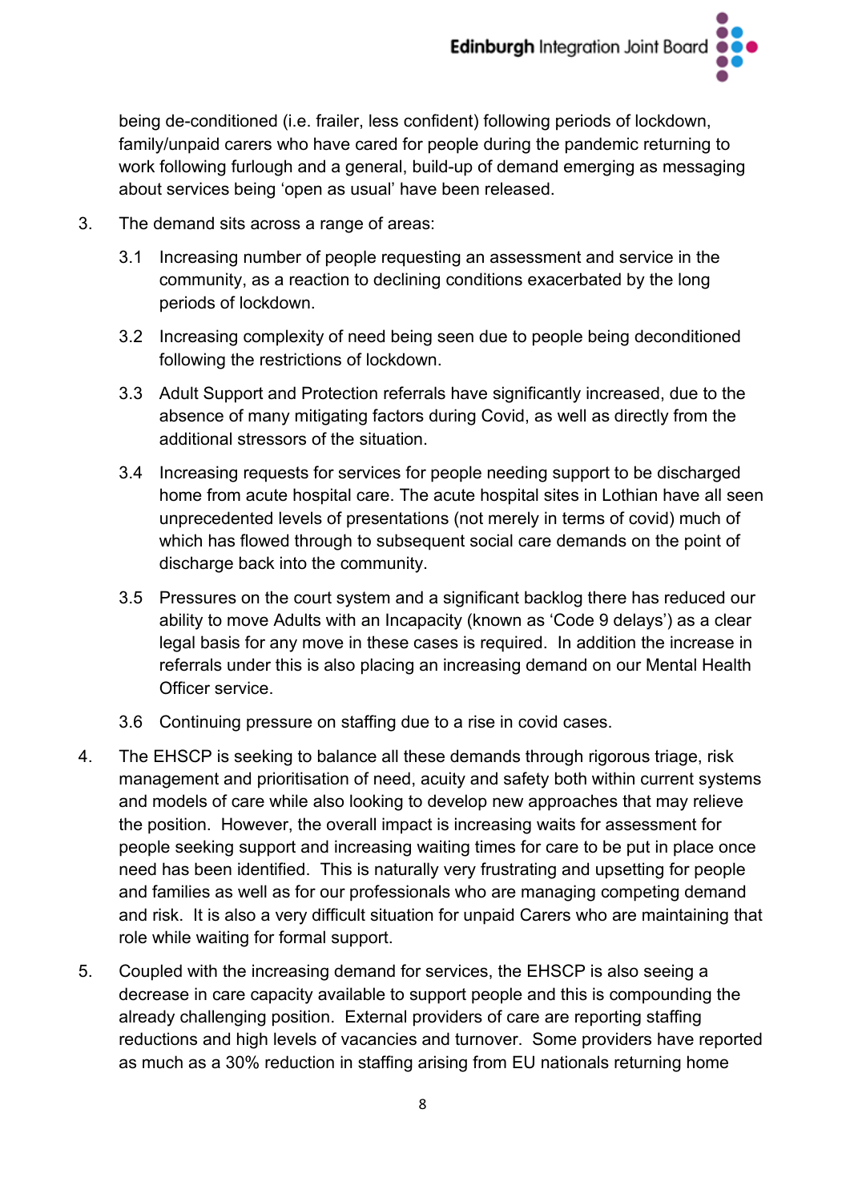being de-conditioned (i.e. frailer, less confident) following periods of lockdown, family/unpaid carers who have cared for people during the pandemic returning to work following furlough and a general, build-up of demand emerging as messaging about services being 'open as usual' have been released.

3. The demand sits across a range of areas:

   3.1 Increasing number of people requesting an assessment and service in the community, as a reaction to declining conditions exacerbated by the long periods of lockdown.

   3.2 Increasing complexity of need being seen due to people being deconditioned following the restrictions of lockdown.

   3.3 Adult Support and Protection referrals have significantly increased, due to the absence of many mitigating factors during Covid, as well as directly from the additional stressors of the situation.

   3.4 Increasing requests for services for people needing support to be discharged home from acute hospital care. The acute hospital sites in Lothian have all seen unprecedented levels of presentations (not merely in terms of covid) much of which has flowed through to subsequent social care demands on the point of discharge back into the community.

   3.5 Pressures on the court system and a significant backlog there has reduced our ability to move Adults with an Incapacity (known as 'Code 9 delays') as a clear legal basis for any move in these cases is required. In addition the increase in referrals under this is also placing an increasing demand on our Mental Health Officer service.

   3.6 Continuing pressure on staffing due to a rise in covid cases.

4. The EHSCP is seeking to balance all these demands through rigorous triage, risk management and prioritisation of need, acuity and safety both within current systems and models of care while also looking to develop new approaches that may relieve the position. However, the overall impact is increasing waits for assessment for people seeking support and increasing waiting times for care to be put in place once need has been identified. This is naturally very frustrating and upsetting for people and families as well as for our professionals who are managing competing demand and risk. It is also a very difficult situation for unpaid Carers who are maintaining that role while waiting for formal support.

5. Coupled with the increasing demand for services, the EHSCP is also seeing a decrease in care capacity available to support people and this is compounding the already challenging position. External providers of care are reporting staffing reductions and high levels of vacancies and turnover. Some providers have reported as much as a 30% reduction in staffing arising from EU nationals returning home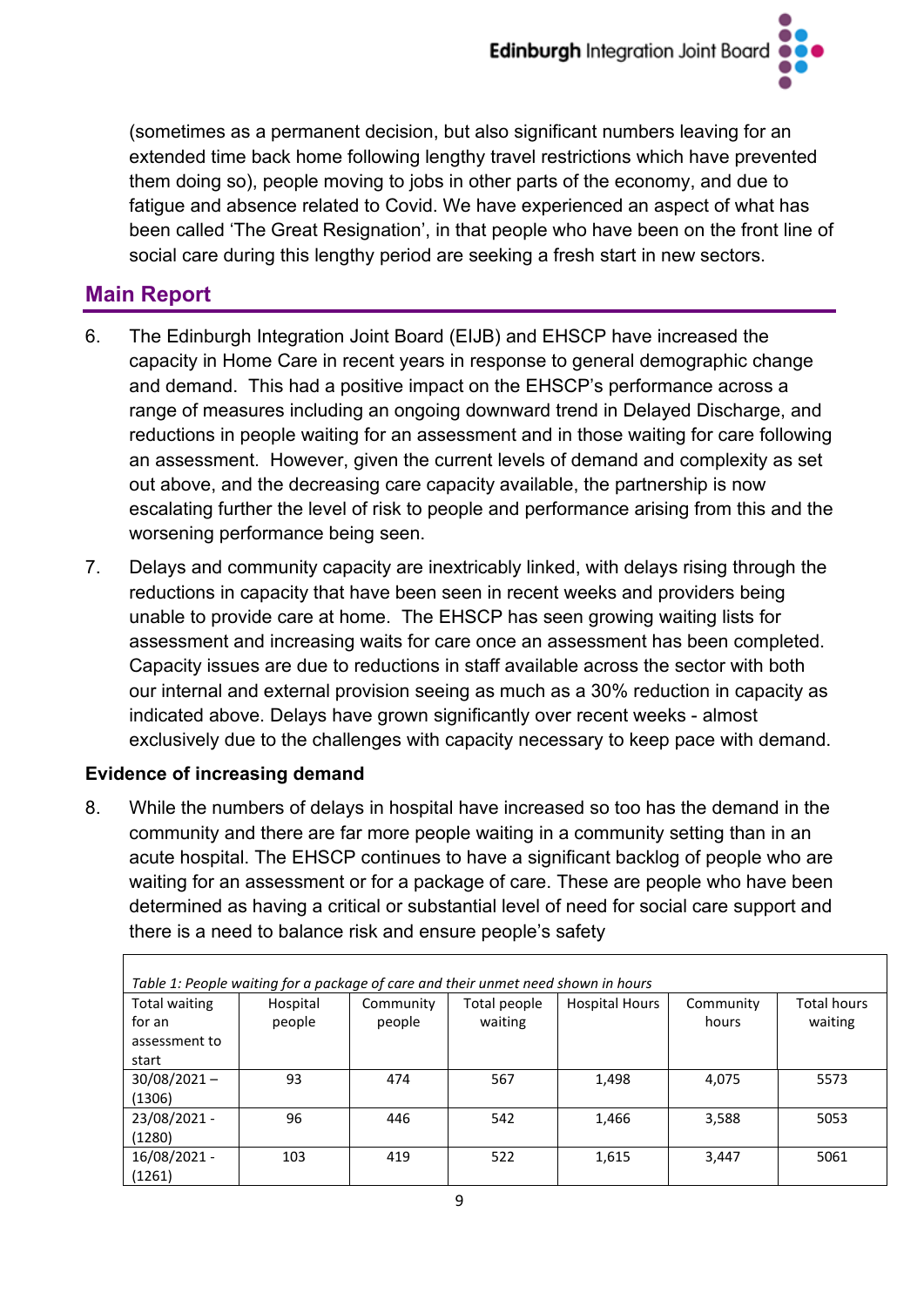(sometimes as a permanent decision, but also significant numbers leaving for an extended time back home following lengthy travel restrictions which have prevented them doing so), people moving to jobs in other parts of the economy, and due to fatigue and absence related to Covid. We have experienced an aspect of what has been called 'The Great Resignation', in that people who have been on the front line of social care during this lengthy period are seeking a fresh start in new sectors.

## Main Report

6. The Edinburgh Integration Joint Board (EIJB) and EHSCP have increased the capacity in Home Care in recent years in response to general demographic change and demand. This had a positive impact on the EHSCP's performance across a range of measures including an ongoing downward trend in Delayed Discharge, and reductions in people waiting for an assessment and in those waiting for care following an assessment. However, given the current levels of demand and complexity as set out above, and the decreasing care capacity available, the partnership is now escalating further the level of risk to people and performance arising from this and the worsening performance being seen.

7. Delays and community capacity are inextricably linked, with delays rising through the reductions in capacity that have been seen in recent weeks and providers being unable to provide care at home. The EHSCP has seen growing waiting lists for assessment and increasing waits for care once an assessment has been completed. Capacity issues are due to reductions in staff available across the sector with both our internal and external provision seeing as much as a 30% reduction in capacity as indicated above. Delays have grown significantly over recent weeks - almost exclusively due to the challenges with capacity necessary to keep pace with demand.

### Evidence of increasing demand

8. While the numbers of delays in hospital have increased so too has the demand in the community and there are far more people waiting in a community setting than in an acute hospital. The EHSCP continues to have a significant backlog of people who are waiting for an assessment or for a package of care. These are people who have been determined as having a critical or substantial level of need for social care support and there is a need to balance risk and ensure people's safety

*Table 1: People waiting for a package of care and their unmet need shown in hours*

| Total waiting for an assessment to start | Hospital people | Community people | Total people waiting | Hospital Hours | Community hours | Total hours waiting |
|---|---|---|---|---|---|---|
| 30/08/2021 – (1306) | 93 | 474 | 567 | 1,498 | 4,075 | 5573 |
| 23/08/2021 - (1280) | 96 | 446 | 542 | 1,466 | 3,588 | 5053 |
| 16/08/2021 - (1261) | 103 | 419 | 522 | 1,615 | 3,447 | 5061 |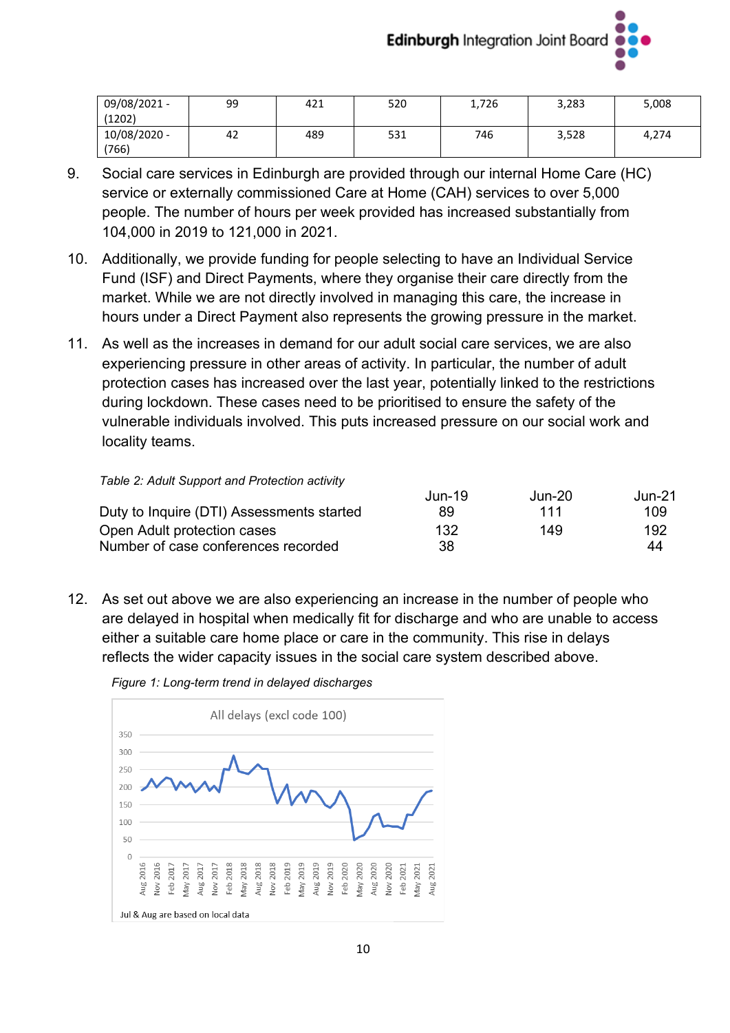| 09/08/2021 - (1202) | 99 | 421 | 520 | 1,726 | 3,283 | 5,008 |
|---|---|---|---|---|---|---|
| 10/08/2020 - (766) | 42 | 489 | 531 | 746 | 3,528 | 4,274 |

9. Social care services in Edinburgh are provided through our internal Home Care (HC) service or externally commissioned Care at Home (CAH) services to over 5,000 people. The number of hours per week provided has increased substantially from 104,000 in 2019 to 121,000 in 2021.

10. Additionally, we provide funding for people selecting to have an Individual Service Fund (ISF) and Direct Payments, where they organise their care directly from the market. While we are not directly involved in managing this care, the increase in hours under a Direct Payment also represents the growing pressure in the market.

11. As well as the increases in demand for our adult social care services, we are also experiencing pressure in other areas of activity. In particular, the number of adult protection cases has increased over the last year, potentially linked to the restrictions during lockdown. These cases need to be prioritised to ensure the safety of the vulnerable individuals involved. This puts increased pressure on our social work and locality teams.

*Table 2: Adult Support and Protection activity*

| | Jun-19 | Jun-20 | Jun-21 |
|---|---|---|---|
| Duty to Inquire (DTI) Assessments started | 89 | 111 | 109 |
| Open Adult protection cases | 132 | 149 | 192 |
| Number of case conferences recorded | 38 | | 44 |

12. As set out above we are also experiencing an increase in the number of people who are delayed in hospital when medically fit for discharge and who are unable to access either a suitable care home place or care in the community. This rise in delays reflects the wider capacity issues in the social care system described above.

*Figure 1: Long-term trend in delayed discharges*

All delays (excl code 100)

Jul & Aug are based on local data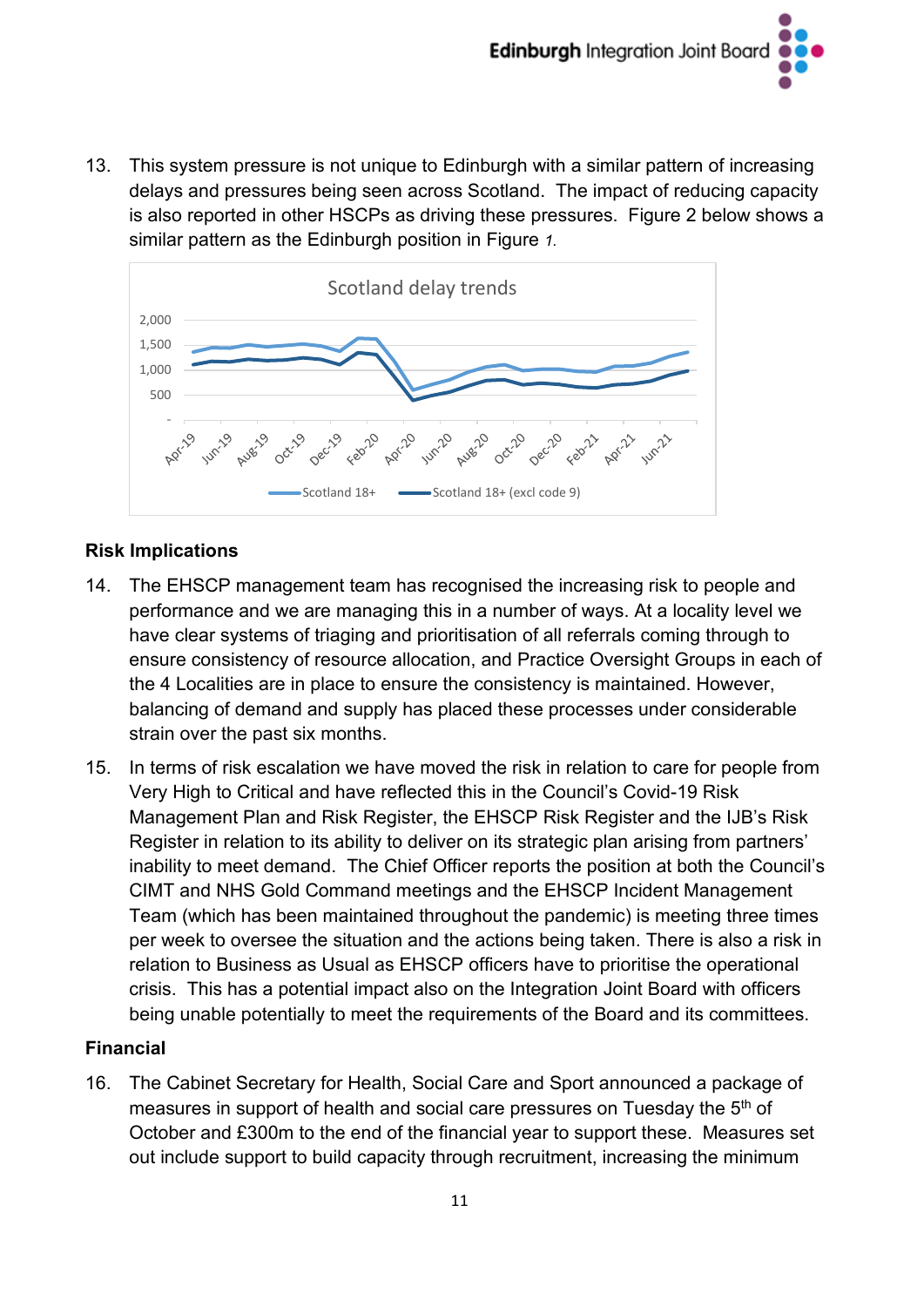13. This system pressure is not unique to Edinburgh with a similar pattern of increasing delays and pressures being seen across Scotland. The impact of reducing capacity is also reported in other HSCPs as driving these pressures. Figure 2 below shows a similar pattern as the Edinburgh position in Figure *1.*

Scotland delay trends

## Risk Implications

14. The EHSCP management team has recognised the increasing risk to people and performance and we are managing this in a number of ways. At a locality level we have clear systems of triaging and prioritisation of all referrals coming through to ensure consistency of resource allocation, and Practice Oversight Groups in each of the 4 Localities are in place to ensure the consistency is maintained. However, balancing of demand and supply has placed these processes under considerable strain over the past six months.

15. In terms of risk escalation we have moved the risk in relation to care for people from Very High to Critical and have reflected this in the Council's Covid-19 Risk Management Plan and Risk Register, the EHSCP Risk Register and the IJB's Risk Register in relation to its ability to deliver on its strategic plan arising from partners' inability to meet demand. The Chief Officer reports the position at both the Council's CIMT and NHS Gold Command meetings and the EHSCP Incident Management Team (which has been maintained throughout the pandemic) is meeting three times per week to oversee the situation and the actions being taken. There is also a risk in relation to Business as Usual as EHSCP officers have to prioritise the operational crisis. This has a potential impact also on the Integration Joint Board with officers being unable potentially to meet the requirements of the Board and its committees.

## Financial

16. The Cabinet Secretary for Health, Social Care and Sport announced a package of measures in support of health and social care pressures on Tuesday the 5th of October and £300m to the end of the financial year to support these. Measures set out include support to build capacity through recruitment, increasing the minimum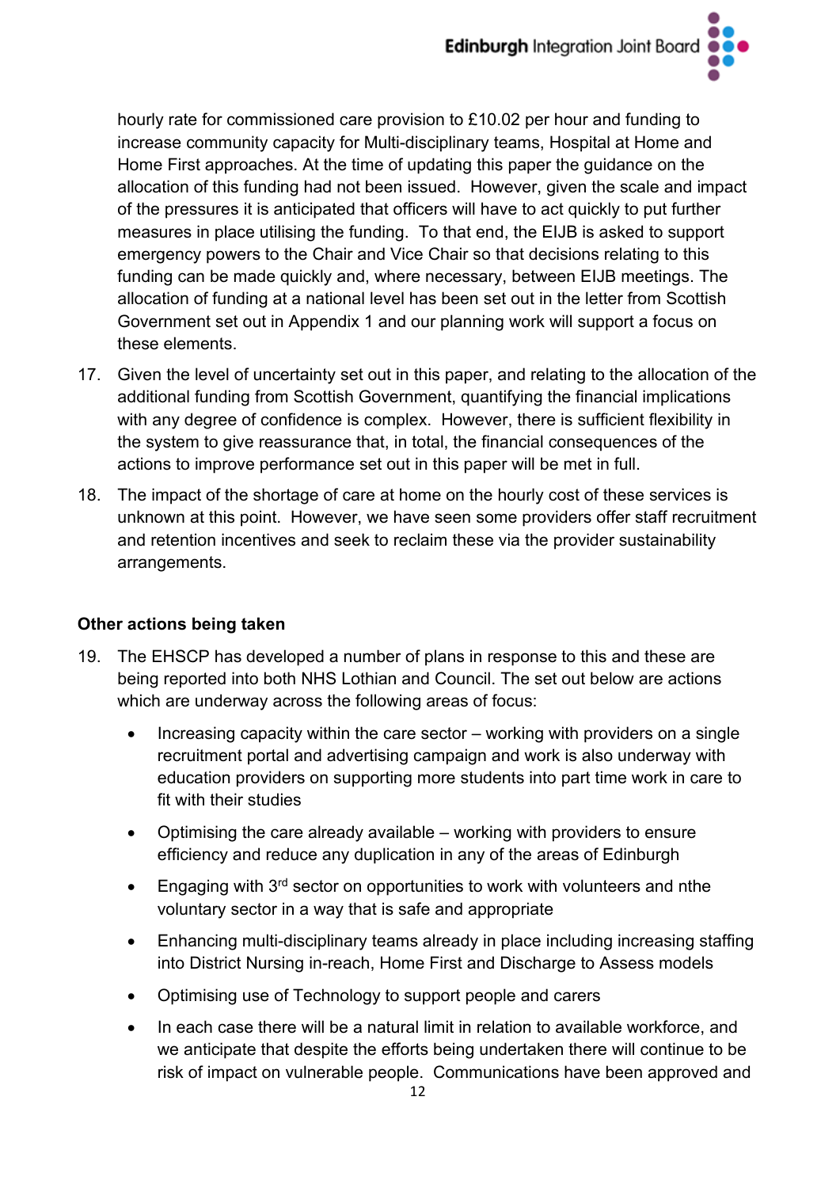hourly rate for commissioned care provision to £10.02 per hour and funding to increase community capacity for Multi-disciplinary teams, Hospital at Home and Home First approaches. At the time of updating this paper the guidance on the allocation of this funding had not been issued. However, given the scale and impact of the pressures it is anticipated that officers will have to act quickly to put further measures in place utilising the funding. To that end, the EIJB is asked to support emergency powers to the Chair and Vice Chair so that decisions relating to this funding can be made quickly and, where necessary, between EIJB meetings. The allocation of funding at a national level has been set out in the letter from Scottish Government set out in Appendix 1 and our planning work will support a focus on these elements.

17. Given the level of uncertainty set out in this paper, and relating to the allocation of the additional funding from Scottish Government, quantifying the financial implications with any degree of confidence is complex. However, there is sufficient flexibility in the system to give reassurance that, in total, the financial consequences of the actions to improve performance set out in this paper will be met in full.

18. The impact of the shortage of care at home on the hourly cost of these services is unknown at this point. However, we have seen some providers offer staff recruitment and retention incentives and seek to reclaim these via the provider sustainability arrangements.

**Other actions being taken**

19. The EHSCP has developed a number of plans in response to this and these are being reported into both NHS Lothian and Council. The set out below are actions which are underway across the following areas of focus:

    - Increasing capacity within the care sector – working with providers on a single recruitment portal and advertising campaign and work is also underway with education providers on supporting more students into part time work in care to fit with their studies
    - Optimising the care already available – working with providers to ensure efficiency and reduce any duplication in any of the areas of Edinburgh
    - Engaging with 3rd sector on opportunities to work with volunteers and nthe voluntary sector in a way that is safe and appropriate
    - Enhancing multi-disciplinary teams already in place including increasing staffing into District Nursing in-reach, Home First and Discharge to Assess models
    - Optimising use of Technology to support people and carers
    - In each case there will be a natural limit in relation to available workforce, and we anticipate that despite the efforts being undertaken there will continue to be risk of impact on vulnerable people. Communications have been approved and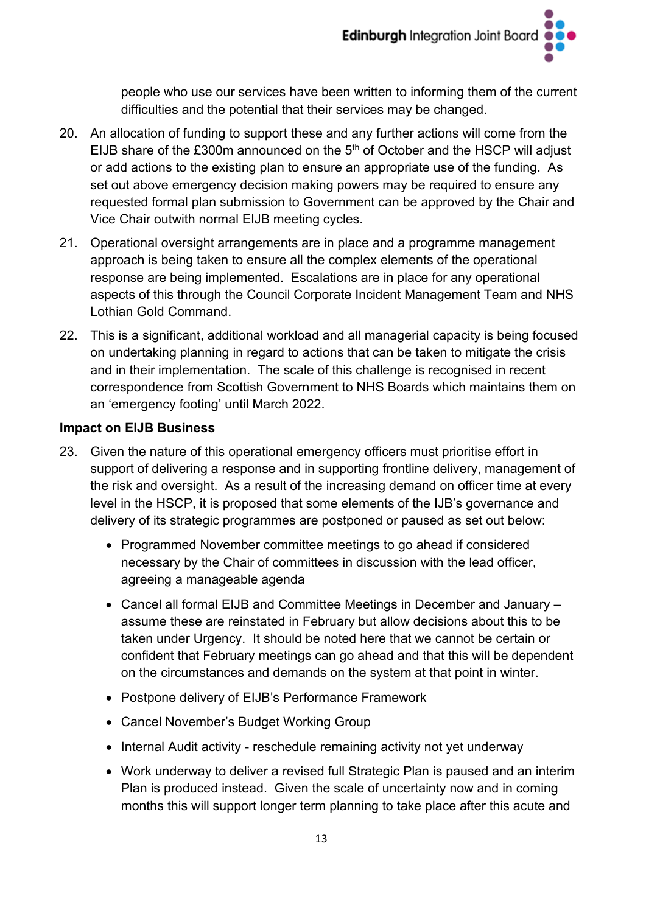people who use our services have been written to informing them of the current difficulties and the potential that their services may be changed.

20. An allocation of funding to support these and any further actions will come from the EIJB share of the £300m announced on the 5th of October and the HSCP will adjust or add actions to the existing plan to ensure an appropriate use of the funding. As set out above emergency decision making powers may be required to ensure any requested formal plan submission to Government can be approved by the Chair and Vice Chair outwith normal EIJB meeting cycles.

21. Operational oversight arrangements are in place and a programme management approach is being taken to ensure all the complex elements of the operational response are being implemented. Escalations are in place for any operational aspects of this through the Council Corporate Incident Management Team and NHS Lothian Gold Command.

22. This is a significant, additional workload and all managerial capacity is being focused on undertaking planning in regard to actions that can be taken to mitigate the crisis and in their implementation. The scale of this challenge is recognised in recent correspondence from Scottish Government to NHS Boards which maintains them on an 'emergency footing' until March 2022.

**Impact on EIJB Business**

23. Given the nature of this operational emergency officers must prioritise effort in support of delivering a response and in supporting frontline delivery, management of the risk and oversight. As a result of the increasing demand on officer time at every level in the HSCP, it is proposed that some elements of the IJB's governance and delivery of its strategic programmes are postponed or paused as set out below:

    - Programmed November committee meetings to go ahead if considered necessary by the Chair of committees in discussion with the lead officer, agreeing a manageable agenda
    - Cancel all formal EIJB and Committee Meetings in December and January – assume these are reinstated in February but allow decisions about this to be taken under Urgency. It should be noted here that we cannot be certain or confident that February meetings can go ahead and that this will be dependent on the circumstances and demands on the system at that point in winter.
    - Postpone delivery of EIJB's Performance Framework
    - Cancel November's Budget Working Group
    - Internal Audit activity - reschedule remaining activity not yet underway
    - Work underway to deliver a revised full Strategic Plan is paused and an interim Plan is produced instead. Given the scale of uncertainty now and in coming months this will support longer term planning to take place after this acute and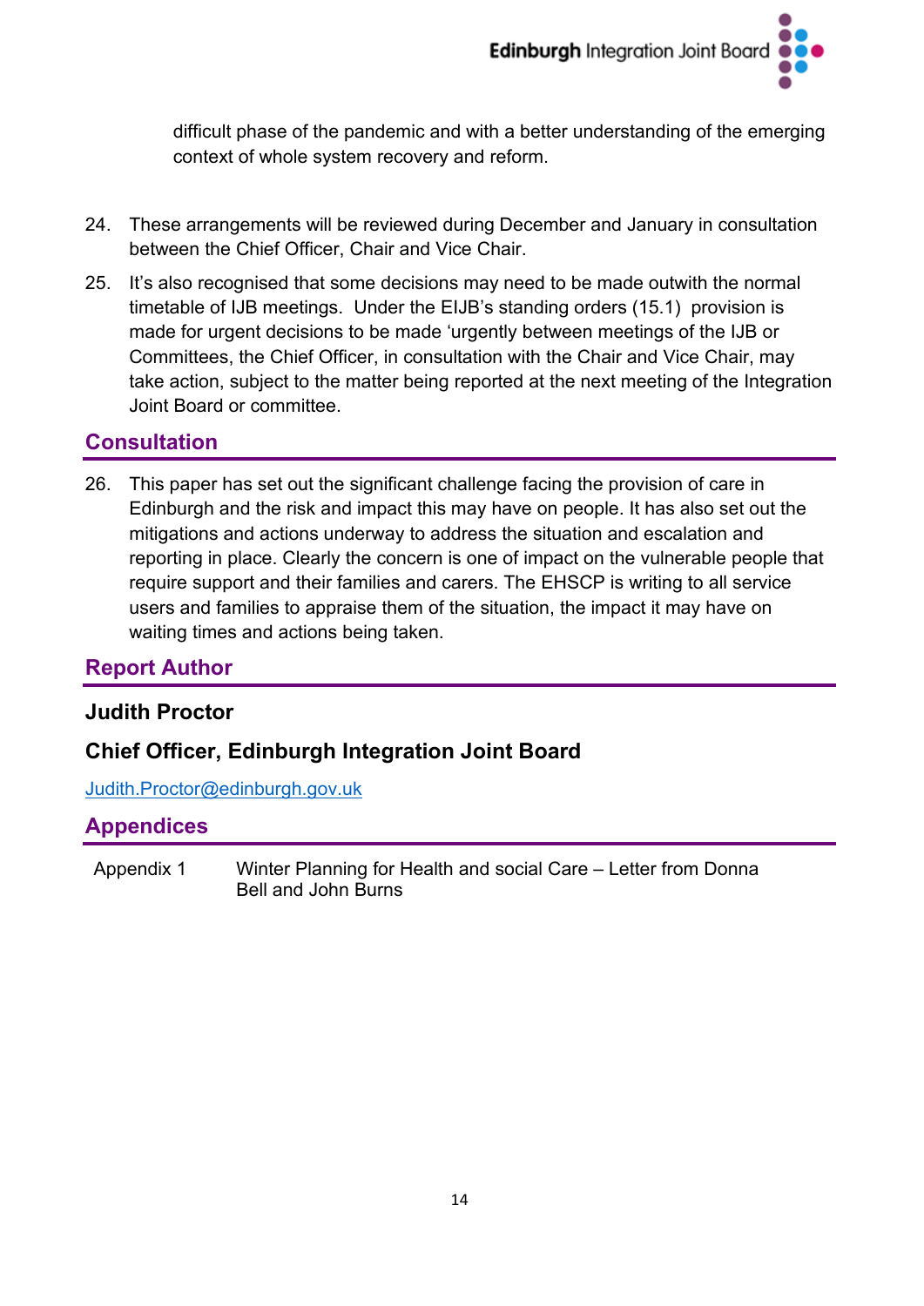difficult phase of the pandemic and with a better understanding of the emerging context of whole system recovery and reform.

24. These arrangements will be reviewed during December and January in consultation between the Chief Officer, Chair and Vice Chair.

25. It's also recognised that some decisions may need to be made outwith the normal timetable of IJB meetings. Under the EIJB's standing orders (15.1) provision is made for urgent decisions to be made 'urgently between meetings of the IJB or Committees, the Chief Officer, in consultation with the Chair and Vice Chair, may take action, subject to the matter being reported at the next meeting of the Integration Joint Board or committee.

## Consultation

26. This paper has set out the significant challenge facing the provision of care in Edinburgh and the risk and impact this may have on people. It has also set out the mitigations and actions underway to address the situation and escalation and reporting in place. Clearly the concern is one of impact on the vulnerable people that require support and their families and carers. The EHSCP is writing to all service users and families to appraise them of the situation, the impact it may have on waiting times and actions being taken.

## Report Author

**Judith Proctor**

**Chief Officer, Edinburgh Integration Joint Board**

Judith.Proctor@edinburgh.gov.uk

## Appendices

| | |
|---|---|
| Appendix 1 | Winter Planning for Health and social Care – Letter from Donna Bell and John Burns |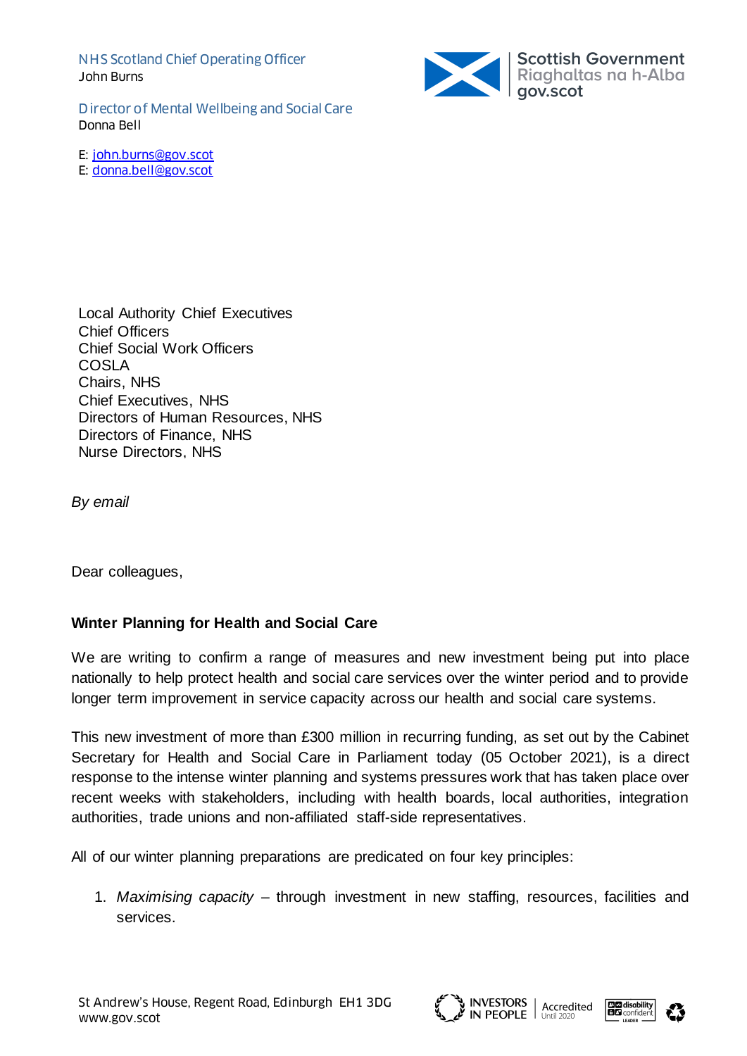NHS Scotland Chief Operating Officer
John Burns

Director of Mental Wellbeing and Social Care
Donna Bell

E: john.burns@gov.scot
E: donna.bell@gov.scot

Local Authority Chief Executives
Chief Officers
Chief Social Work Officers
COSLA
Chairs, NHS
Chief Executives, NHS
Directors of Human Resources, NHS
Directors of Finance, NHS
Nurse Directors, NHS

*By email*

Dear colleagues,

**Winter Planning for Health and Social Care**

We are writing to confirm a range of measures and new investment being put into place nationally to help protect health and social care services over the winter period and to provide longer term improvement in service capacity across our health and social care systems.

This new investment of more than £300 million in recurring funding, as set out by the Cabinet Secretary for Health and Social Care in Parliament today (05 October 2021), is a direct response to the intense winter planning and systems pressures work that has taken place over recent weeks with stakeholders, including with health boards, local authorities, integration authorities, trade unions and non-affiliated staff-side representatives.

All of our winter planning preparations are predicated on four key principles:

1. *Maximising capacity* – through investment in new staffing, resources, facilities and services.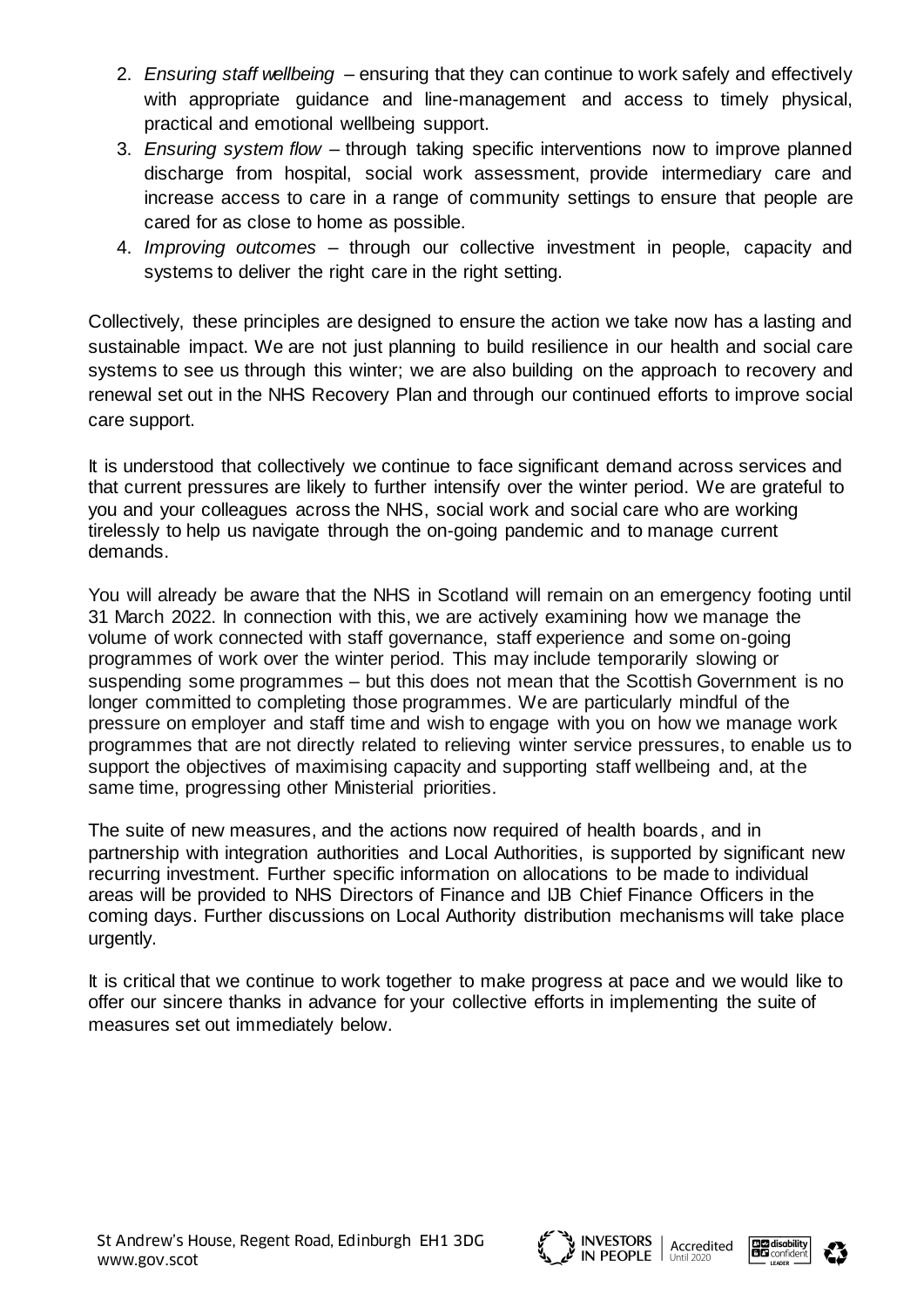2. *Ensuring staff wellbeing* – ensuring that they can continue to work safely and effectively with appropriate guidance and line-management and access to timely physical, practical and emotional wellbeing support.
3. *Ensuring system flow* – through taking specific interventions now to improve planned discharge from hospital, social work assessment, provide intermediary care and increase access to care in a range of community settings to ensure that people are cared for as close to home as possible.
4. *Improving outcomes* – through our collective investment in people, capacity and systems to deliver the right care in the right setting.

Collectively, these principles are designed to ensure the action we take now has a lasting and sustainable impact. We are not just planning to build resilience in our health and social care systems to see us through this winter; we are also building on the approach to recovery and renewal set out in the NHS Recovery Plan and through our continued efforts to improve social care support.

It is understood that collectively we continue to face significant demand across services and that current pressures are likely to further intensify over the winter period. We are grateful to you and your colleagues across the NHS, social work and social care who are working tirelessly to help us navigate through the on-going pandemic and to manage current demands.

You will already be aware that the NHS in Scotland will remain on an emergency footing until 31 March 2022. In connection with this, we are actively examining how we manage the volume of work connected with staff governance, staff experience and some on-going programmes of work over the winter period. This may include temporarily slowing or suspending some programmes – but this does not mean that the Scottish Government is no longer committed to completing those programmes. We are particularly mindful of the pressure on employer and staff time and wish to engage with you on how we manage work programmes that are not directly related to relieving winter service pressures, to enable us to support the objectives of maximising capacity and supporting staff wellbeing and, at the same time, progressing other Ministerial priorities.

The suite of new measures, and the actions now required of health boards, and in partnership with integration authorities and Local Authorities, is supported by significant new recurring investment. Further specific information on allocations to be made to individual areas will be provided to NHS Directors of Finance and IJB Chief Finance Officers in the coming days. Further discussions on Local Authority distribution mechanisms will take place urgently.

It is critical that we continue to work together to make progress at pace and we would like to offer our sincere thanks in advance for your collective efforts in implementing the suite of measures set out immediately below.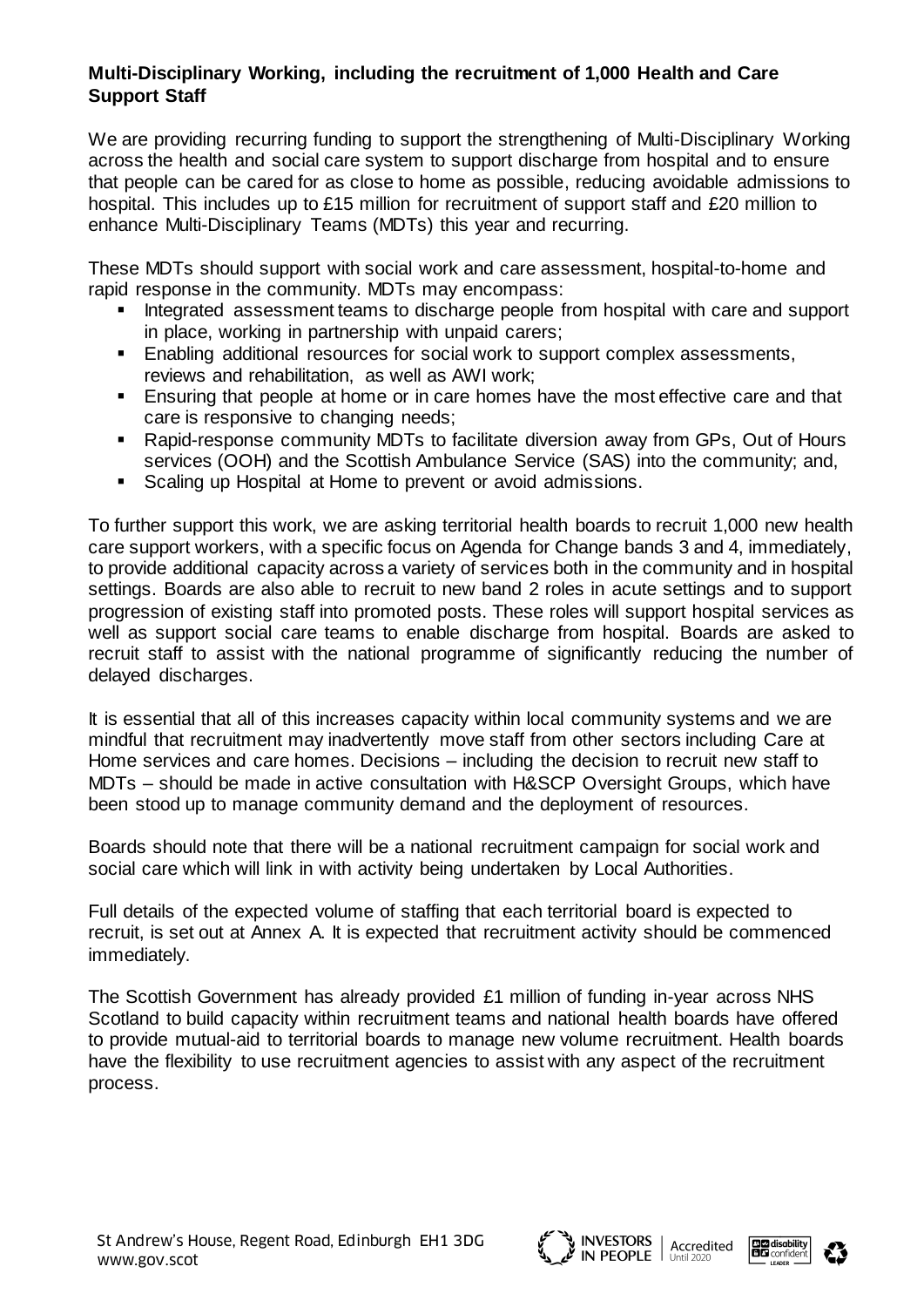**Multi-Disciplinary Working, including the recruitment of 1,000 Health and Care Support Staff**

We are providing recurring funding to support the strengthening of Multi-Disciplinary Working across the health and social care system to support discharge from hospital and to ensure that people can be cared for as close to home as possible, reducing avoidable admissions to hospital. This includes up to £15 million for recruitment of support staff and £20 million to enhance Multi-Disciplinary Teams (MDTs) this year and recurring.

These MDTs should support with social work and care assessment, hospital-to-home and rapid response in the community. MDTs may encompass:

- Integrated assessment teams to discharge people from hospital with care and support in place, working in partnership with unpaid carers;
- Enabling additional resources for social work to support complex assessments, reviews and rehabilitation, as well as AWI work;
- Ensuring that people at home or in care homes have the most effective care and that care is responsive to changing needs;
- Rapid-response community MDTs to facilitate diversion away from GPs, Out of Hours services (OOH) and the Scottish Ambulance Service (SAS) into the community; and,
- Scaling up Hospital at Home to prevent or avoid admissions.

To further support this work, we are asking territorial health boards to recruit 1,000 new health care support workers, with a specific focus on Agenda for Change bands 3 and 4, immediately, to provide additional capacity across a variety of services both in the community and in hospital settings. Boards are also able to recruit to new band 2 roles in acute settings and to support progression of existing staff into promoted posts. These roles will support hospital services as well as support social care teams to enable discharge from hospital. Boards are asked to recruit staff to assist with the national programme of significantly reducing the number of delayed discharges.

It is essential that all of this increases capacity within local community systems and we are mindful that recruitment may inadvertently move staff from other sectors including Care at Home services and care homes. Decisions – including the decision to recruit new staff to MDTs – should be made in active consultation with H&SCP Oversight Groups, which have been stood up to manage community demand and the deployment of resources.

Boards should note that there will be a national recruitment campaign for social work and social care which will link in with activity being undertaken by Local Authorities.

Full details of the expected volume of staffing that each territorial board is expected to recruit, is set out at Annex A. It is expected that recruitment activity should be commenced immediately.

The Scottish Government has already provided £1 million of funding in-year across NHS Scotland to build capacity within recruitment teams and national health boards have offered to provide mutual-aid to territorial boards to manage new volume recruitment. Health boards have the flexibility to use recruitment agencies to assist with any aspect of the recruitment process.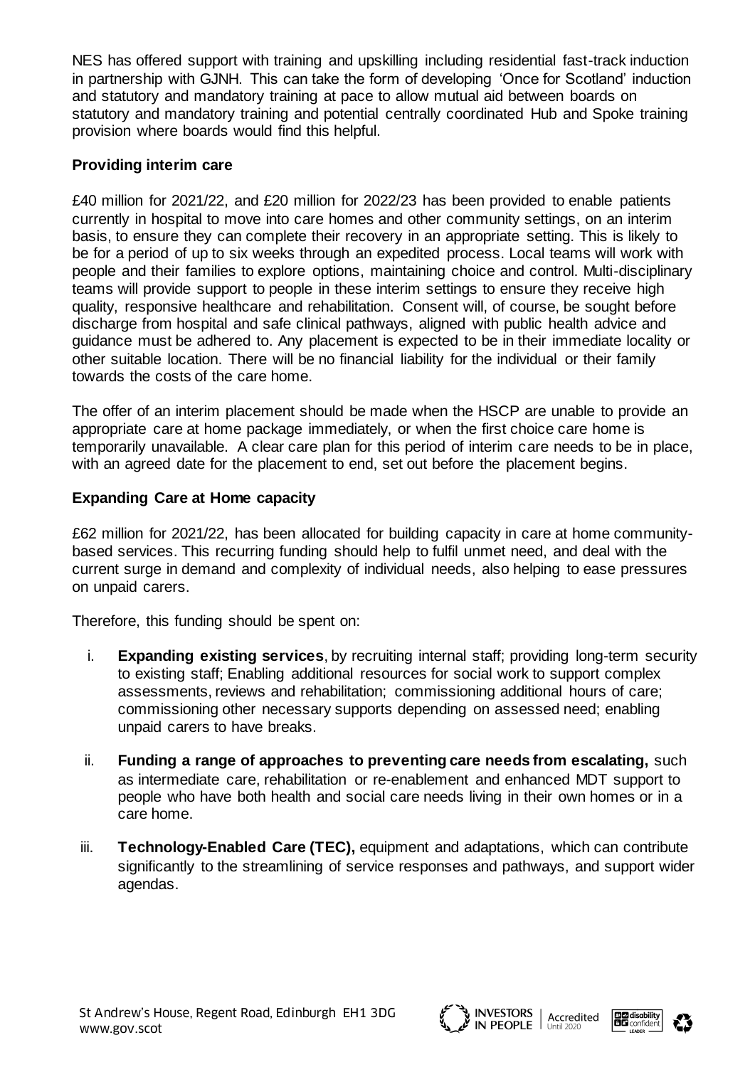NES has offered support with training and upskilling including residential fast-track induction in partnership with GJNH. This can take the form of developing 'Once for Scotland' induction and statutory and mandatory training at pace to allow mutual aid between boards on statutory and mandatory training and potential centrally coordinated Hub and Spoke training provision where boards would find this helpful.

**Providing interim care**

£40 million for 2021/22, and £20 million for 2022/23 has been provided to enable patients currently in hospital to move into care homes and other community settings, on an interim basis, to ensure they can complete their recovery in an appropriate setting. This is likely to be for a period of up to six weeks through an expedited process. Local teams will work with people and their families to explore options, maintaining choice and control. Multi-disciplinary teams will provide support to people in these interim settings to ensure they receive high quality, responsive healthcare and rehabilitation. Consent will, of course, be sought before discharge from hospital and safe clinical pathways, aligned with public health advice and guidance must be adhered to. Any placement is expected to be in their immediate locality or other suitable location. There will be no financial liability for the individual or their family towards the costs of the care home.

The offer of an interim placement should be made when the HSCP are unable to provide an appropriate care at home package immediately, or when the first choice care home is temporarily unavailable. A clear care plan for this period of interim care needs to be in place, with an agreed date for the placement to end, set out before the placement begins.

**Expanding Care at Home capacity**

£62 million for 2021/22, has been allocated for building capacity in care at home community-based services. This recurring funding should help to fulfil unmet need, and deal with the current surge in demand and complexity of individual needs, also helping to ease pressures on unpaid carers.

Therefore, this funding should be spent on:

i. **Expanding existing services**, by recruiting internal staff; providing long-term security to existing staff; Enabling additional resources for social work to support complex assessments, reviews and rehabilitation; commissioning additional hours of care; commissioning other necessary supports depending on assessed need; enabling unpaid carers to have breaks.

ii. **Funding a range of approaches to preventing care needs from escalating,** such as intermediate care, rehabilitation or re-enablement and enhanced MDT support to people who have both health and social care needs living in their own homes or in a care home.

iii. **Technology-Enabled Care (TEC),** equipment and adaptations, which can contribute significantly to the streamlining of service responses and pathways, and support wider agendas.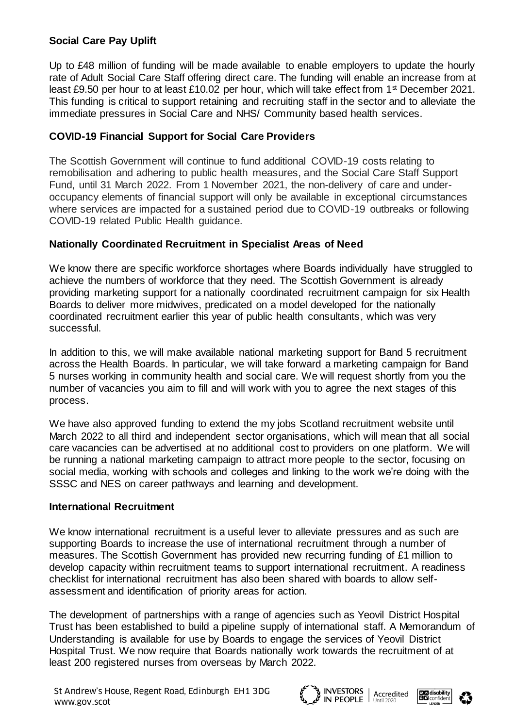**Social Care Pay Uplift**

Up to £48 million of funding will be made available to enable employers to update the hourly rate of Adult Social Care Staff offering direct care. The funding will enable an increase from at least £9.50 per hour to at least £10.02 per hour, which will take effect from 1st December 2021. This funding is critical to support retaining and recruiting staff in the sector and to alleviate the immediate pressures in Social Care and NHS/ Community based health services.

**COVID-19 Financial Support for Social Care Providers**

The Scottish Government will continue to fund additional COVID-19 costs relating to remobilisation and adhering to public health measures, and the Social Care Staff Support Fund, until 31 March 2022. From 1 November 2021, the non-delivery of care and under-occupancy elements of financial support will only be available in exceptional circumstances where services are impacted for a sustained period due to COVID-19 outbreaks or following COVID-19 related Public Health guidance.

**Nationally Coordinated Recruitment in Specialist Areas of Need**

We know there are specific workforce shortages where Boards individually have struggled to achieve the numbers of workforce that they need. The Scottish Government is already providing marketing support for a nationally coordinated recruitment campaign for six Health Boards to deliver more midwives, predicated on a model developed for the nationally coordinated recruitment earlier this year of public health consultants, which was very successful.

In addition to this, we will make available national marketing support for Band 5 recruitment across the Health Boards. In particular, we will take forward a marketing campaign for Band 5 nurses working in community health and social care. We will request shortly from you the number of vacancies you aim to fill and will work with you to agree the next stages of this process.

We have also approved funding to extend the my jobs Scotland recruitment website until March 2022 to all third and independent sector organisations, which will mean that all social care vacancies can be advertised at no additional cost to providers on one platform. We will be running a national marketing campaign to attract more people to the sector, focusing on social media, working with schools and colleges and linking to the work we're doing with the SSSC and NES on career pathways and learning and development.

**International Recruitment**

We know international recruitment is a useful lever to alleviate pressures and as such are supporting Boards to increase the use of international recruitment through a number of measures. The Scottish Government has provided new recurring funding of £1 million to develop capacity within recruitment teams to support international recruitment. A readiness checklist for international recruitment has also been shared with boards to allow self-assessment and identification of priority areas for action.

The development of partnerships with a range of agencies such as Yeovil District Hospital Trust has been established to build a pipeline supply of international staff. A Memorandum of Understanding is available for use by Boards to engage the services of Yeovil District Hospital Trust. We now require that Boards nationally work towards the recruitment of at least 200 registered nurses from overseas by March 2022.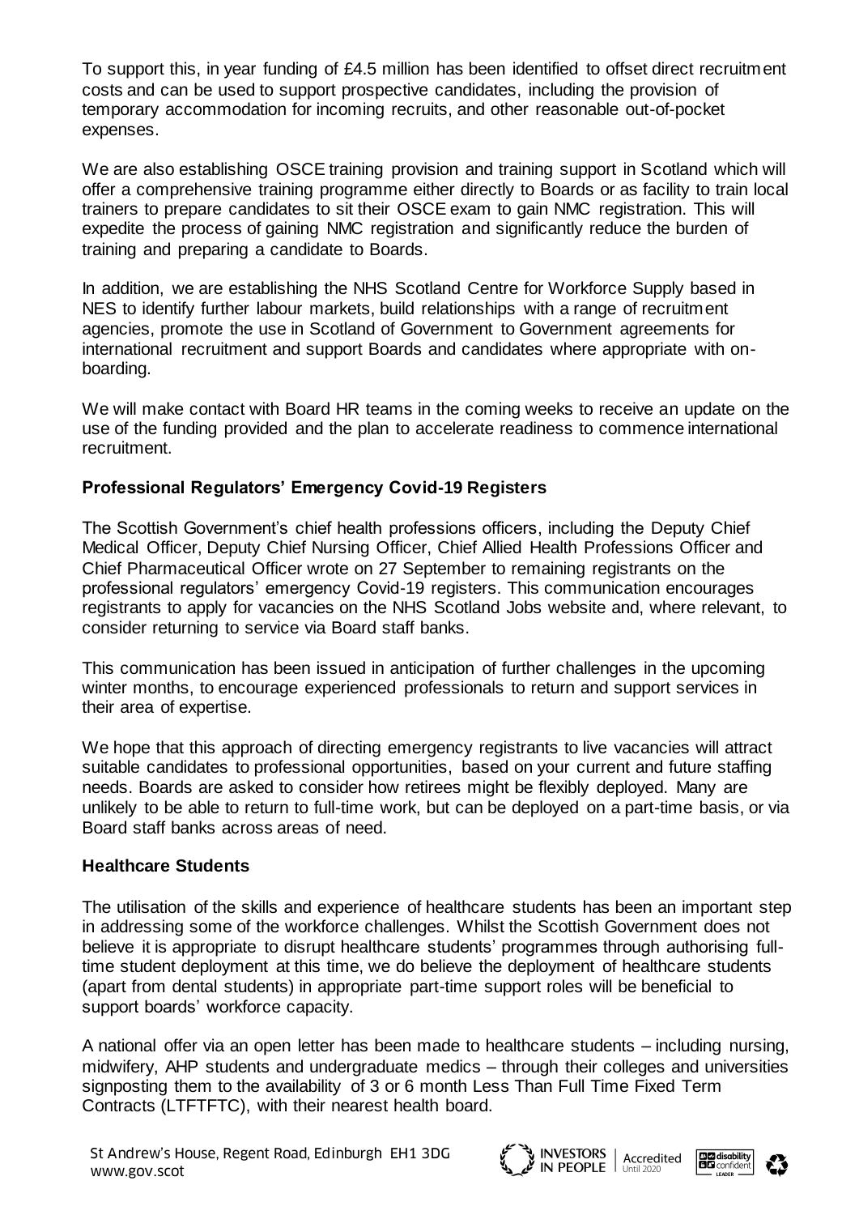To support this, in year funding of £4.5 million has been identified to offset direct recruitment costs and can be used to support prospective candidates, including the provision of temporary accommodation for incoming recruits, and other reasonable out-of-pocket expenses.

We are also establishing OSCE training provision and training support in Scotland which will offer a comprehensive training programme either directly to Boards or as facility to train local trainers to prepare candidates to sit their OSCE exam to gain NMC registration. This will expedite the process of gaining NMC registration and significantly reduce the burden of training and preparing a candidate to Boards.

In addition, we are establishing the NHS Scotland Centre for Workforce Supply based in NES to identify further labour markets, build relationships with a range of recruitment agencies, promote the use in Scotland of Government to Government agreements for international recruitment and support Boards and candidates where appropriate with on-boarding.

We will make contact with Board HR teams in the coming weeks to receive an update on the use of the funding provided and the plan to accelerate readiness to commence international recruitment.

**Professional Regulators' Emergency Covid-19 Registers**

The Scottish Government's chief health professions officers, including the Deputy Chief Medical Officer, Deputy Chief Nursing Officer, Chief Allied Health Professions Officer and Chief Pharmaceutical Officer wrote on 27 September to remaining registrants on the professional regulators' emergency Covid-19 registers. This communication encourages registrants to apply for vacancies on the NHS Scotland Jobs website and, where relevant, to consider returning to service via Board staff banks.

This communication has been issued in anticipation of further challenges in the upcoming winter months, to encourage experienced professionals to return and support services in their area of expertise.

We hope that this approach of directing emergency registrants to live vacancies will attract suitable candidates to professional opportunities, based on your current and future staffing needs. Boards are asked to consider how retirees might be flexibly deployed. Many are unlikely to be able to return to full-time work, but can be deployed on a part-time basis, or via Board staff banks across areas of need.

**Healthcare Students**

The utilisation of the skills and experience of healthcare students has been an important step in addressing some of the workforce challenges. Whilst the Scottish Government does not believe it is appropriate to disrupt healthcare students' programmes through authorising full-time student deployment at this time, we do believe the deployment of healthcare students (apart from dental students) in appropriate part-time support roles will be beneficial to support boards' workforce capacity.

A national offer via an open letter has been made to healthcare students – including nursing, midwifery, AHP students and undergraduate medics – through their colleges and universities signposting them to the availability of 3 or 6 month Less Than Full Time Fixed Term Contracts (LTFTFTC), with their nearest health board.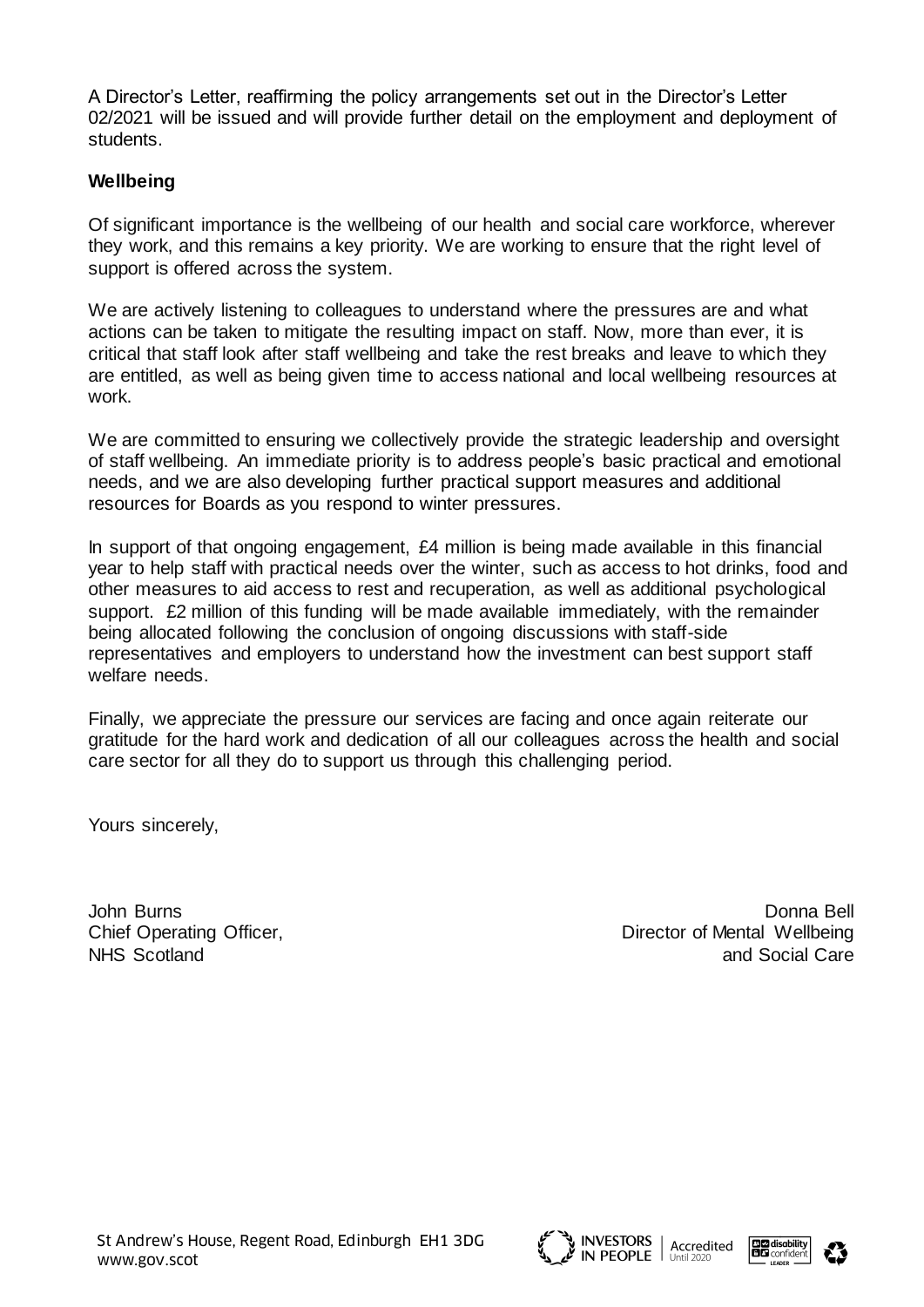A Director's Letter, reaffirming the policy arrangements set out in the Director's Letter 02/2021 will be issued and will provide further detail on the employment and deployment of students.

**Wellbeing**

Of significant importance is the wellbeing of our health and social care workforce, wherever they work, and this remains a key priority. We are working to ensure that the right level of support is offered across the system.

We are actively listening to colleagues to understand where the pressures are and what actions can be taken to mitigate the resulting impact on staff. Now, more than ever, it is critical that staff look after staff wellbeing and take the rest breaks and leave to which they are entitled, as well as being given time to access national and local wellbeing resources at work.

We are committed to ensuring we collectively provide the strategic leadership and oversight of staff wellbeing. An immediate priority is to address people's basic practical and emotional needs, and we are also developing further practical support measures and additional resources for Boards as you respond to winter pressures.

In support of that ongoing engagement, £4 million is being made available in this financial year to help staff with practical needs over the winter, such as access to hot drinks, food and other measures to aid access to rest and recuperation, as well as additional psychological support. £2 million of this funding will be made available immediately, with the remainder being allocated following the conclusion of ongoing discussions with staff-side representatives and employers to understand how the investment can best support staff welfare needs.

Finally, we appreciate the pressure our services are facing and once again reiterate our gratitude for the hard work and dedication of all our colleagues across the health and social care sector for all they do to support us through this challenging period.

Yours sincerely,

John Burns
Chief Operating Officer,
NHS Scotland

Donna Bell
Director of Mental Wellbeing
and Social Care

St Andrew's House, Regent Road, Edinburgh EH1 3DG
www.gov.scot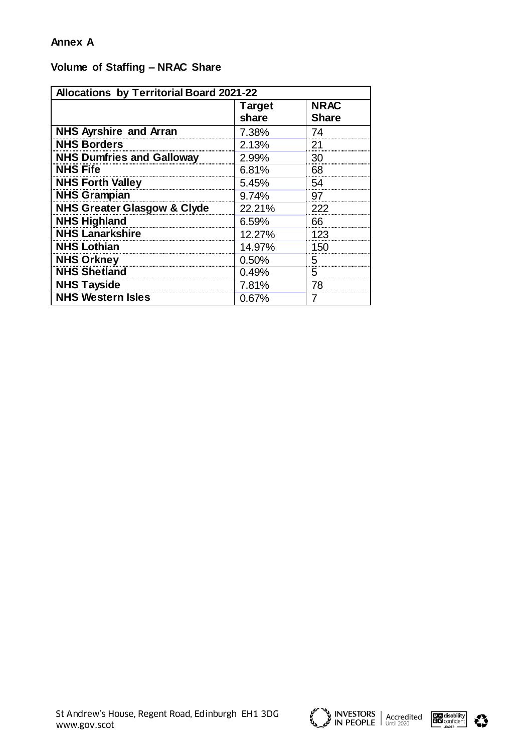**Annex A**

**Volume of Staffing – NRAC Share**

| Allocations by Territorial Board 2021-22 | | |
|---|---|---|
| | **Target share** | **NRAC Share** |
| **NHS Ayrshire and Arran** | 7.38% | 74 |
| **NHS Borders** | 2.13% | 21 |
| **NHS Dumfries and Galloway** | 2.99% | 30 |
| **NHS Fife** | 6.81% | 68 |
| **NHS Forth Valley** | 5.45% | 54 |
| **NHS Grampian** | 9.74% | 97 |
| **NHS Greater Glasgow & Clyde** | 22.21% | 222 |
| **NHS Highland** | 6.59% | 66 |
| **NHS Lanarkshire** | 12.27% | 123 |
| **NHS Lothian** | 14.97% | 150 |
| **NHS Orkney** | 0.50% | 5 |
| **NHS Shetland** | 0.49% | 5 |
| **NHS Tayside** | 7.81% | 78 |
| **NHS Western Isles** | 0.67% | 7 |